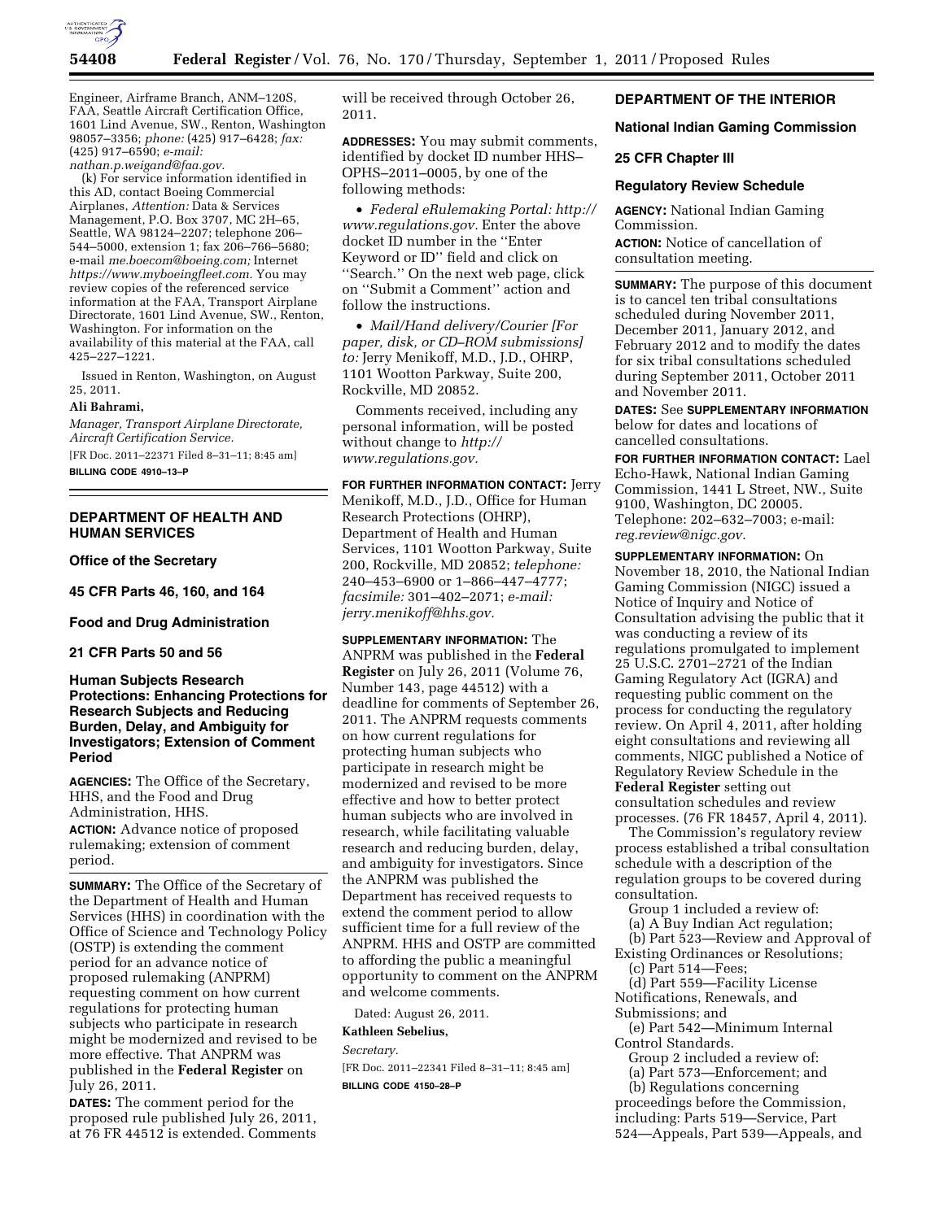Engineer, Airframe Branch, ANM–120S, FAA, Seattle Aircraft Certification Office, 1601 Lind Avenue, SW., Renton, Washington 98057–3356; *phone:* (425) 917–6428; *fax:* (425) 917–6590; *e-mail: nathan.p.weigand@faa.gov.*

(k) For service information identified in this AD, contact Boeing Commercial Airplanes, *Attention:* Data & Services Management, P.O. Box 3707, MC 2H–65, Seattle, WA 98124–2207; telephone 206–544–5000, extension 1; fax 206–766–5680; e-mail *me.boecom@boeing.com;* Internet *https://www.myboeingfleet.com.* You may review copies of the referenced service information at the FAA, Transport Airplane Directorate, 1601 Lind Avenue, SW., Renton, Washington. For information on the availability of this material at the FAA, call 425–227–1221.

Issued in Renton, Washington, on August 25, 2011.

**Ali Bahrami,**

*Manager, Transport Airplane Directorate, Aircraft Certification Service.*

[FR Doc. 2011–22371 Filed 8–31–11; 8:45 am]

**BILLING CODE 4910–13–P**

---

## DEPARTMENT OF HEALTH AND HUMAN SERVICES

### Office of the Secretary

### 45 CFR Parts 46, 160, and 164

### Food and Drug Administration

### 21 CFR Parts 50 and 56

### Human Subjects Research Protections: Enhancing Protections for Research Subjects and Reducing Burden, Delay, and Ambiguity for Investigators; Extension of Comment Period

**AGENCIES:** The Office of the Secretary, HHS, and the Food and Drug Administration, HHS.

**ACTION:** Advance notice of proposed rulemaking; extension of comment period.

**SUMMARY:** The Office of the Secretary of the Department of Health and Human Services (HHS) in coordination with the Office of Science and Technology Policy (OSTP) is extending the comment period for an advance notice of proposed rulemaking (ANPRM) requesting comment on how current regulations for protecting human subjects who participate in research might be modernized and revised to be more effective. That ANPRM was published in the **Federal Register** on July 26, 2011.

**DATES:** The comment period for the proposed rule published July 26, 2011, at 76 FR 44512 is extended. Comments will be received through October 26, 2011.

**ADDRESSES:** You may submit comments, identified by docket ID number HHS–OPHS–2011–0005, by one of the following methods:

- *Federal eRulemaking Portal: http://www.regulations.gov.* Enter the above docket ID number in the ''Enter Keyword or ID'' field and click on ''Search.'' On the next web page, click on ''Submit a Comment'' action and follow the instructions.
- *Mail/Hand delivery/Courier [For paper, disk, or CD–ROM submissions] to:* Jerry Menikoff, M.D., J.D., OHRP, 1101 Wootton Parkway, Suite 200, Rockville, MD 20852.

Comments received, including any personal information, will be posted without change to *http://www.regulations.gov.*

**FOR FURTHER INFORMATION CONTACT:** Jerry Menikoff, M.D., J.D., Office for Human Research Protections (OHRP), Department of Health and Human Services, 1101 Wootton Parkway, Suite 200, Rockville, MD 20852; *telephone:* 240–453–6900 or 1–866–447–4777; *facsimile:* 301–402–2071; *e-mail: jerry.menikoff@hhs.gov.*

**SUPPLEMENTARY INFORMATION:** The ANPRM was published in the **Federal Register** on July 26, 2011 (Volume 76, Number 143, page 44512) with a deadline for comments of September 26, 2011. The ANPRM requests comments on how current regulations for protecting human subjects who participate in research might be modernized and revised to be more effective and how to better protect human subjects who are involved in research, while facilitating valuable research and reducing burden, delay, and ambiguity for investigators. Since the ANPRM was published the Department has received requests to extend the comment period to allow sufficient time for a full review of the ANPRM. HHS and OSTP are committed to affording the public a meaningful opportunity to comment on the ANPRM and welcome comments.

Dated: August 26, 2011.

**Kathleen Sebelius,**

*Secretary.*

[FR Doc. 2011–22341 Filed 8–31–11; 8:45 am]

**BILLING CODE 4150–28–P**

---

## DEPARTMENT OF THE INTERIOR

### National Indian Gaming Commission

### 25 CFR Chapter III

### Regulatory Review Schedule

**AGENCY:** National Indian Gaming Commission.

**ACTION:** Notice of cancellation of consultation meeting.

**SUMMARY:** The purpose of this document is to cancel ten tribal consultations scheduled during November 2011, December 2011, January 2012, and February 2012 and to modify the dates for six tribal consultations scheduled during September 2011, October 2011 and November 2011.

**DATES:** See **SUPPLEMENTARY INFORMATION** below for dates and locations of cancelled consultations.

**FOR FURTHER INFORMATION CONTACT:** Lael Echo-Hawk, National Indian Gaming Commission, 1441 L Street, NW., Suite 9100, Washington, DC 20005. Telephone: 202–632–7003; e-mail: *reg.review@nigc.gov.*

**SUPPLEMENTARY INFORMATION:** On November 18, 2010, the National Indian Gaming Commission (NIGC) issued a Notice of Inquiry and Notice of Consultation advising the public that it was conducting a review of its regulations promulgated to implement 25 U.S.C. 2701–2721 of the Indian Gaming Regulatory Act (IGRA) and requesting public comment on the process for conducting the regulatory review. On April 4, 2011, after holding eight consultations and reviewing all comments, NIGC published a Notice of Regulatory Review Schedule in the **Federal Register** setting out consultation schedules and review processes. (76 FR 18457, April 4, 2011).

The Commission's regulatory review process established a tribal consultation schedule with a description of the regulation groups to be covered during consultation.

Group 1 included a review of:

(a) A Buy Indian Act regulation;

(b) Part 523—Review and Approval of Existing Ordinances or Resolutions;

(c) Part 514—Fees;

(d) Part 559—Facility License Notifications, Renewals, and Submissions; and

(e) Part 542—Minimum Internal Control Standards.

Group 2 included a review of:

(a) Part 573—Enforcement; and

(b) Regulations concerning proceedings before the Commission, including: Parts 519—Service, Part 524—Appeals, Part 539—Appeals, and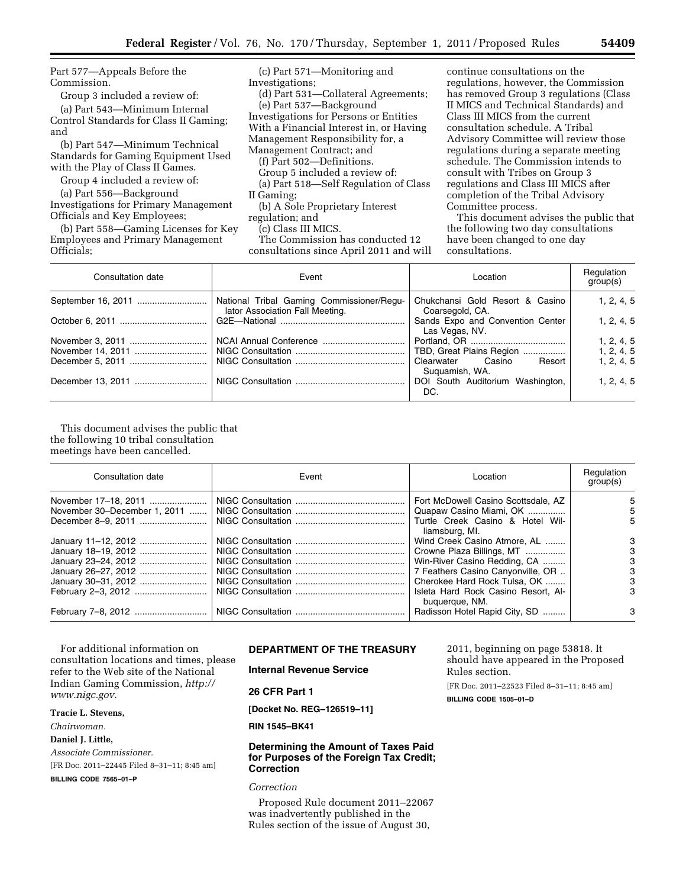Part 577—Appeals Before the Commission.

Group 3 included a review of:

(a) Part 543—Minimum Internal Control Standards for Class II Gaming; and

(b) Part 547—Minimum Technical Standards for Gaming Equipment Used with the Play of Class II Games.

Group 4 included a review of:

(a) Part 556—Background Investigations for Primary Management Officials and Key Employees;

(b) Part 558—Gaming Licenses for Key Employees and Primary Management Officials;

(c) Part 571—Monitoring and Investigations;

(d) Part 531—Collateral Agreements;

(e) Part 537—Background Investigations for Persons or Entities With a Financial Interest in, or Having Management Responsibility for, a Management Contract; and

(f) Part 502—Definitions.

Group 5 included a review of:

(a) Part 518—Self Regulation of Class II Gaming;

(b) A Sole Proprietary Interest regulation; and

(c) Class III MICS.

The Commission has conducted 12 consultations since April 2011 and will continue consultations on the regulations, however, the Commission has removed Group 3 regulations (Class II MICS and Technical Standards) and Class III MICS from the current consultation schedule. A Tribal Advisory Committee will review those regulations during a separate meeting schedule. The Commission intends to consult with Tribes on Group 3 regulations and Class III MICS after completion of the Tribal Advisory Committee process.

This document advises the public that the following two day consultations have been changed to one day consultations.

| Consultation date | Event | Location | Regulation group(s) |
|---|---|---|---|
| September 16, 2011 | National Tribal Gaming Commissioner/Regulator Association Fall Meeting. | Chukchansi Gold Resort & Casino Coarsegold, CA. | 1, 2, 4, 5 |
| October 6, 2011 | G2E—National | Sands Expo and Convention Center Las Vegas, NV. | 1, 2, 4, 5 |
| November 3, 2011 | NCAI Annual Conference | Portland, OR | 1, 2, 4, 5 |
| November 14, 2011 | NIGC Consultation | TBD, Great Plains Region | 1, 2, 4, 5 |
| December 5, 2011 | NIGC Consultation | Clearwater Casino Resort Suquamish, WA. | 1, 2, 4, 5 |
| December 13, 2011 | NIGC Consultation | DOI South Auditorium Washington, DC. | 1, 2, 4, 5 |

This document advises the public that the following 10 tribal consultation meetings have been cancelled.

| Consultation date | Event | Location | Regulation group(s) |
|---|---|---|---|
| November 17–18, 2011 | NIGC Consultation | Fort McDowell Casino Scottsdale, AZ | 5 |
| November 30–December 1, 2011 | NIGC Consultation | Quapaw Casino Miami, OK | 5 |
| December 8–9, 2011 | NIGC Consultation | Turtle Creek Casino & Hotel Williamsburg, MI. | 5 |
| January 11–12, 2012 | NIGC Consultation | Wind Creek Casino Atmore, AL | 3 |
| January 18–19, 2012 | NIGC Consultation | Crowne Plaza Billings, MT | 3 |
| January 23–24, 2012 | NIGC Consultation | Win-River Casino Redding, CA | 3 |
| January 26–27, 2012 | NIGC Consultation | 7 Feathers Casino Canyonville, OR | 3 |
| January 30–31, 2012 | NIGC Consultation | Cherokee Hard Rock Tulsa, OK | 3 |
| February 2–3, 2012 | NIGC Consultation | Isleta Hard Rock Casino Resort, Albuquerque, NM. | 3 |
| February 7–8, 2012 | NIGC Consultation | Radisson Hotel Rapid City, SD | 3 |

For additional information on consultation locations and times, please refer to the Web site of the National Indian Gaming Commission, *http://www.nigc.gov*.

**Tracie L. Stevens,**

*Chairwoman.*

**Daniel J. Little,**

*Associate Commissioner.*

[FR Doc. 2011–22445 Filed 8–31–11; 8:45 am]

**BILLING CODE 7565–01–P**

## DEPARTMENT OF THE TREASURY

### Internal Revenue Service

### 26 CFR Part 1

**[Docket No. REG–126519–11]**

**RIN 1545–BK41**

### Determining the Amount of Taxes Paid for Purposes of the Foreign Tax Credit; Correction

*Correction*

Proposed Rule document 2011–22067 was inadvertently published in the Rules section of the issue of August 30, 2011, beginning on page 53818. It should have appeared in the Proposed Rules section.

[FR Doc. 2011–22523 Filed 8–31–11; 8:45 am]

**BILLING CODE 1505–01–D**